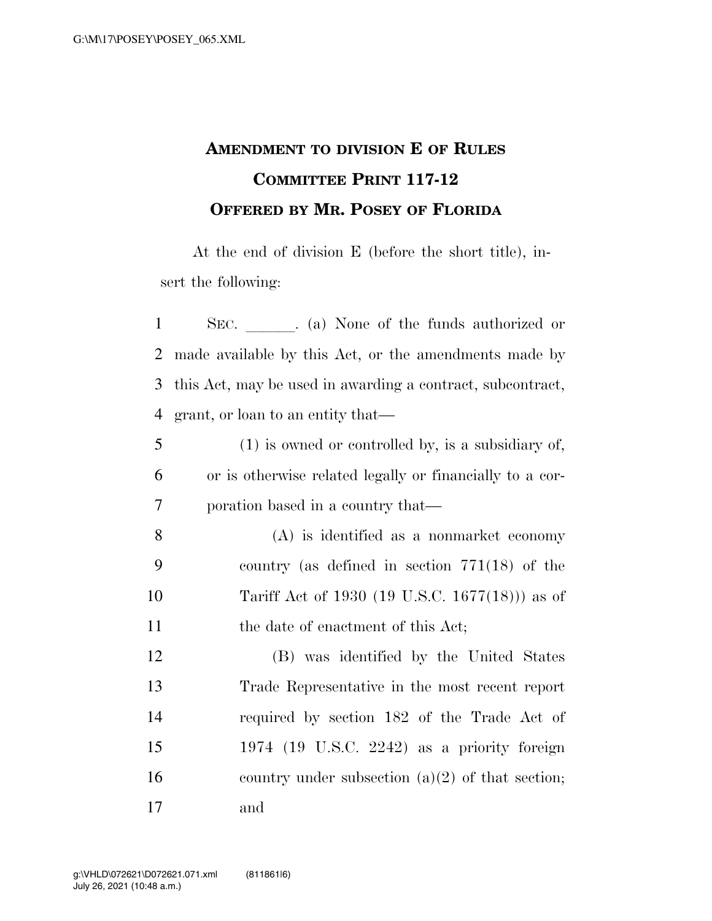# AMENDMENT TO DIVISION E OF RULES COMMITTEE PRINT 117-12

## OFFERED BY MR. POSEY OF FLORIDA

At the end of division E (before the short title), insert the following:

SEC. \_\_\_\_\_\_. (a) None of the funds authorized or made available by this Act, or the amendments made by this Act, may be used in awarding a contract, subcontract, grant, or loan to an entity that—

(1) is owned or controlled by, is a subsidiary of, or is otherwise related legally or financially to a corporation based in a country that—

(A) is identified as a nonmarket economy country (as defined in section 771(18) of the Tariff Act of 1930 (19 U.S.C. 1677(18))) as of the date of enactment of this Act;

(B) was identified by the United States Trade Representative in the most recent report required by section 182 of the Trade Act of 1974 (19 U.S.C. 2242) as a priority foreign country under subsection (a)(2) of that section; and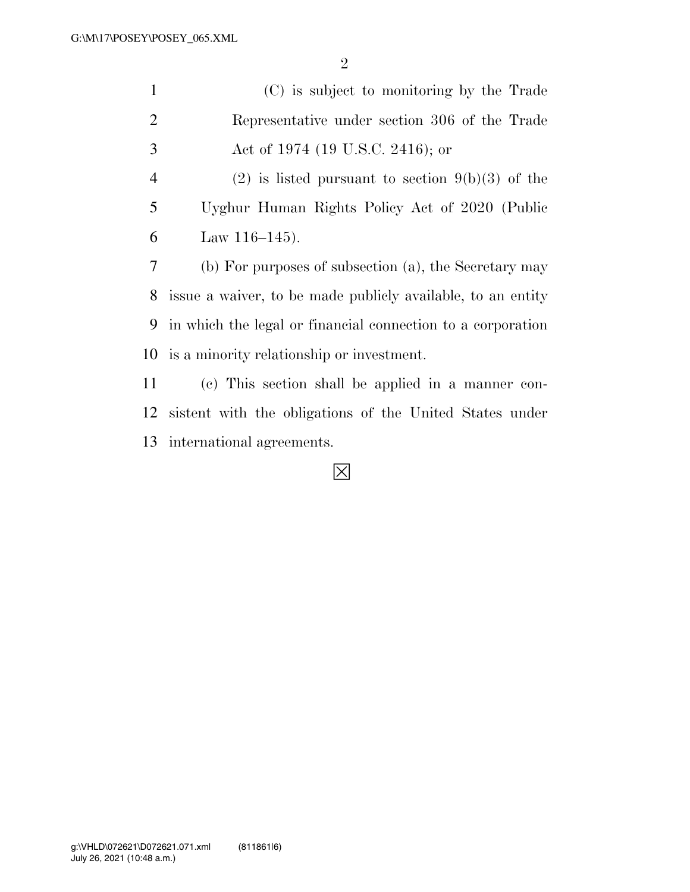(C) is subject to monitoring by the Trade Representative under section 306 of the Trade Act of 1974 (19 U.S.C. 2416); or

(2) is listed pursuant to section 9(b)(3) of the Uyghur Human Rights Policy Act of 2020 (Public Law 116–145).

(b) For purposes of subsection (a), the Secretary may issue a waiver, to be made publicly available, to an entity in which the legal or financial connection to a corporation is a minority relationship or investment.

(c) This section shall be applied in a manner consistent with the obligations of the United States under international agreements.